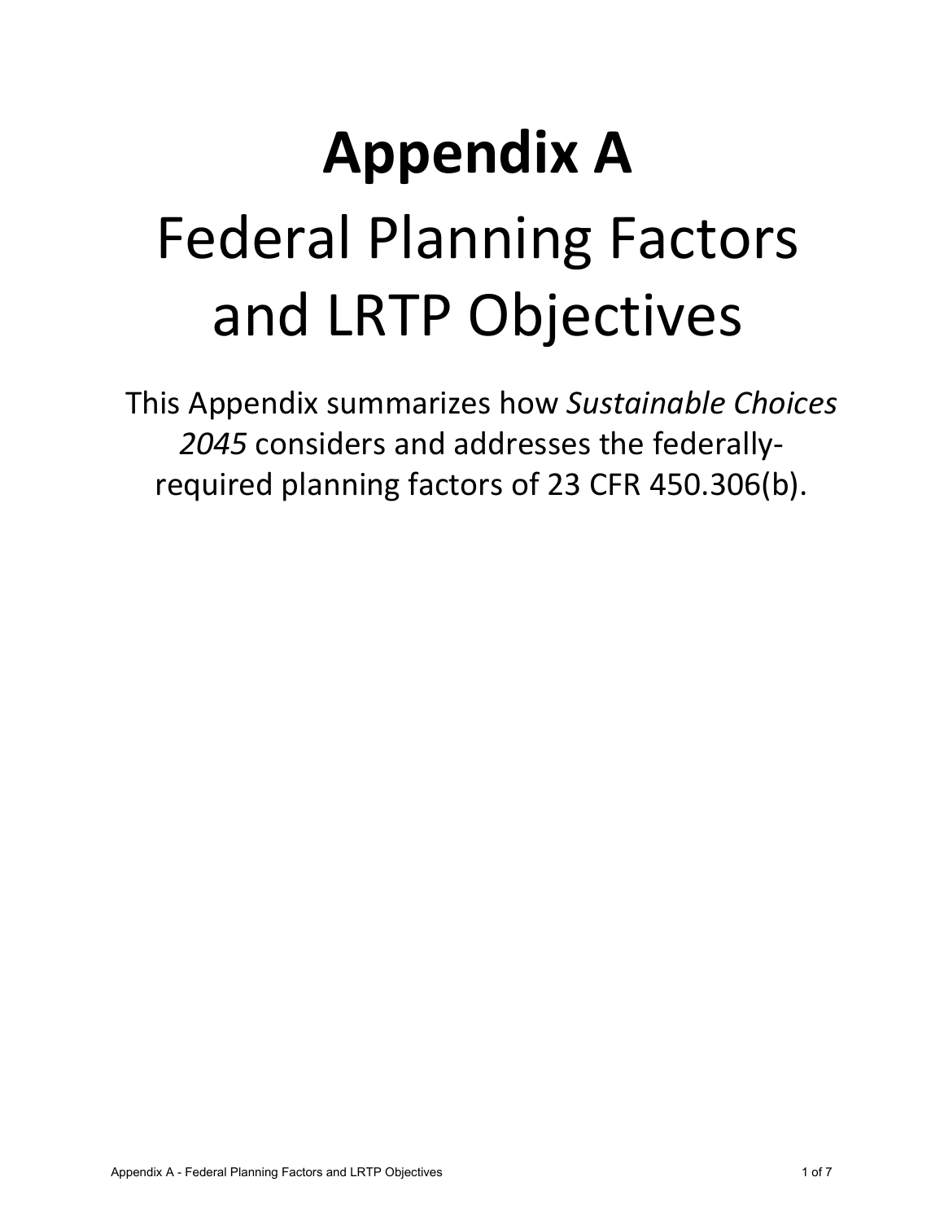# Appendix A

# Federal Planning Factors and LRTP Objectives

This Appendix summarizes how *Sustainable Choices 2045* considers and addresses the federally-required planning factors of 23 CFR 450.306(b).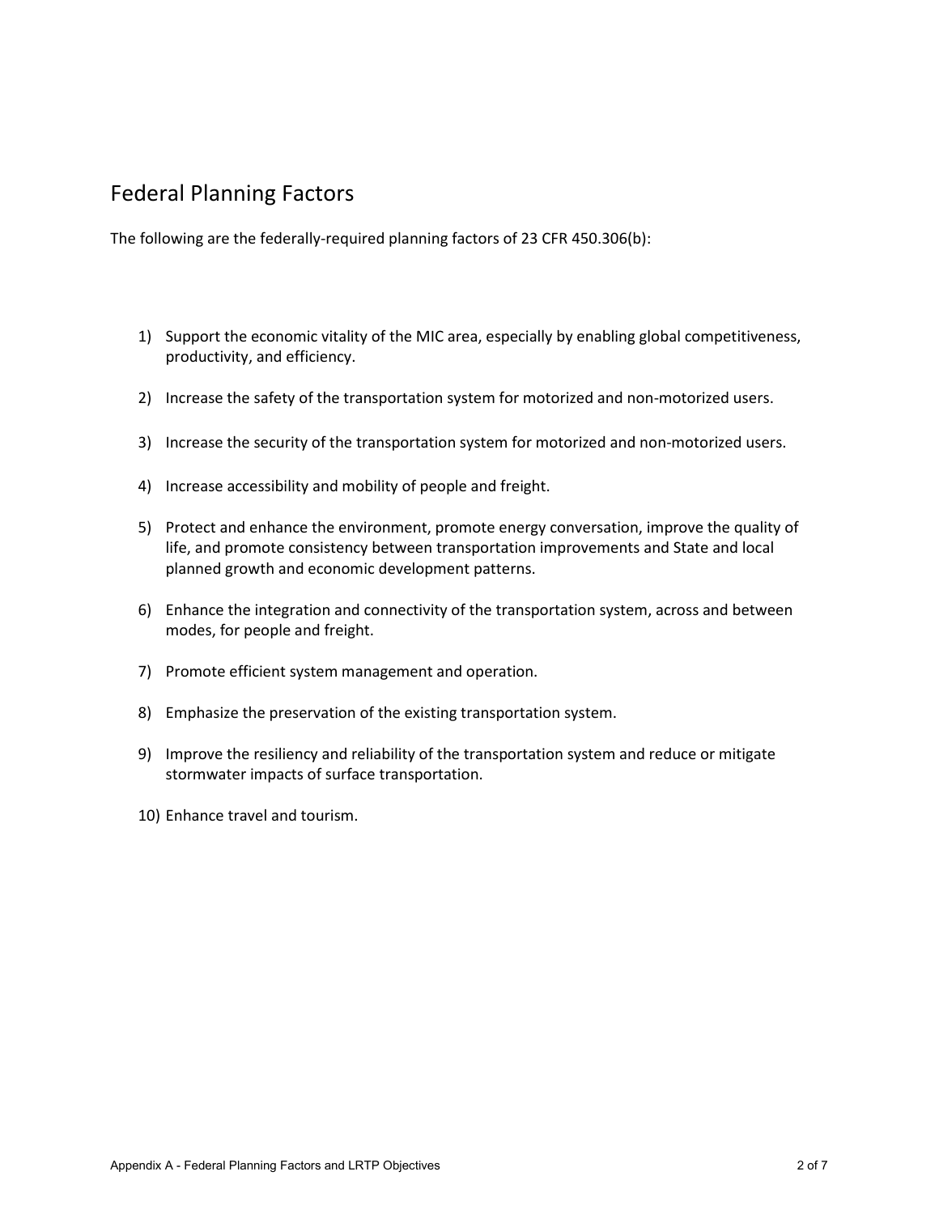## Federal Planning Factors

The following are the federally-required planning factors of 23 CFR 450.306(b):

1) Support the economic vitality of the MIC area, especially by enabling global competitiveness, productivity, and efficiency.

2) Increase the safety of the transportation system for motorized and non-motorized users.

3) Increase the security of the transportation system for motorized and non-motorized users.

4) Increase accessibility and mobility of people and freight.

5) Protect and enhance the environment, promote energy conversation, improve the quality of life, and promote consistency between transportation improvements and State and local planned growth and economic development patterns.

6) Enhance the integration and connectivity of the transportation system, across and between modes, for people and freight.

7) Promote efficient system management and operation.

8) Emphasize the preservation of the existing transportation system.

9) Improve the resiliency and reliability of the transportation system and reduce or mitigate stormwater impacts of surface transportation.

10) Enhance travel and tourism.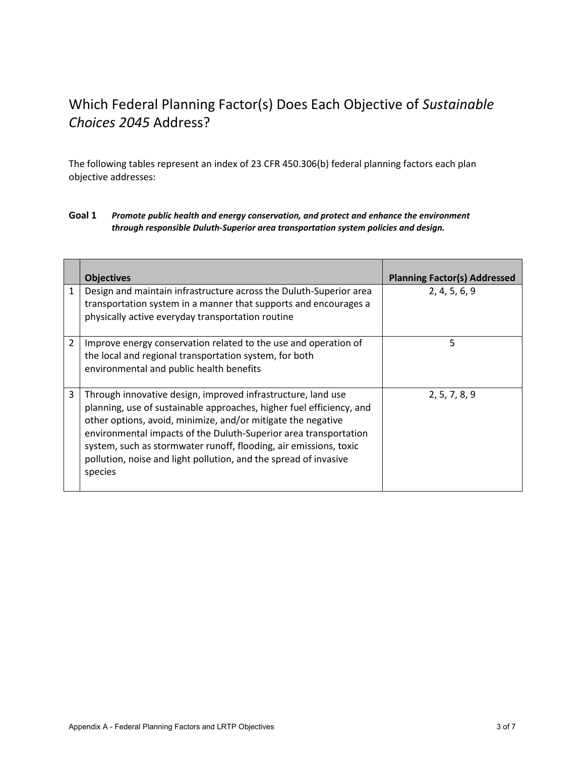# Which Federal Planning Factor(s) Does Each Objective of *Sustainable Choices 2045* Address?

The following tables represent an index of 23 CFR 450.306(b) federal planning factors each plan objective addresses:

**Goal 1** ***Promote public health and energy conservation, and protect and enhance the environment through responsible Duluth-Superior area transportation system policies and design.***

| | Objectives | Planning Factor(s) Addressed |
|---|---|---|
| 1 | Design and maintain infrastructure across the Duluth-Superior area transportation system in a manner that supports and encourages a physically active everyday transportation routine | 2, 4, 5, 6, 9 |
| 2 | Improve energy conservation related to the use and operation of the local and regional transportation system, for both environmental and public health benefits | 5 |
| 3 | Through innovative design, improved infrastructure, land use planning, use of sustainable approaches, higher fuel efficiency, and other options, avoid, minimize, and/or mitigate the negative environmental impacts of the Duluth-Superior area transportation system, such as stormwater runoff, flooding, air emissions, toxic pollution, noise and light pollution, and the spread of invasive species | 2, 5, 7, 8, 9 |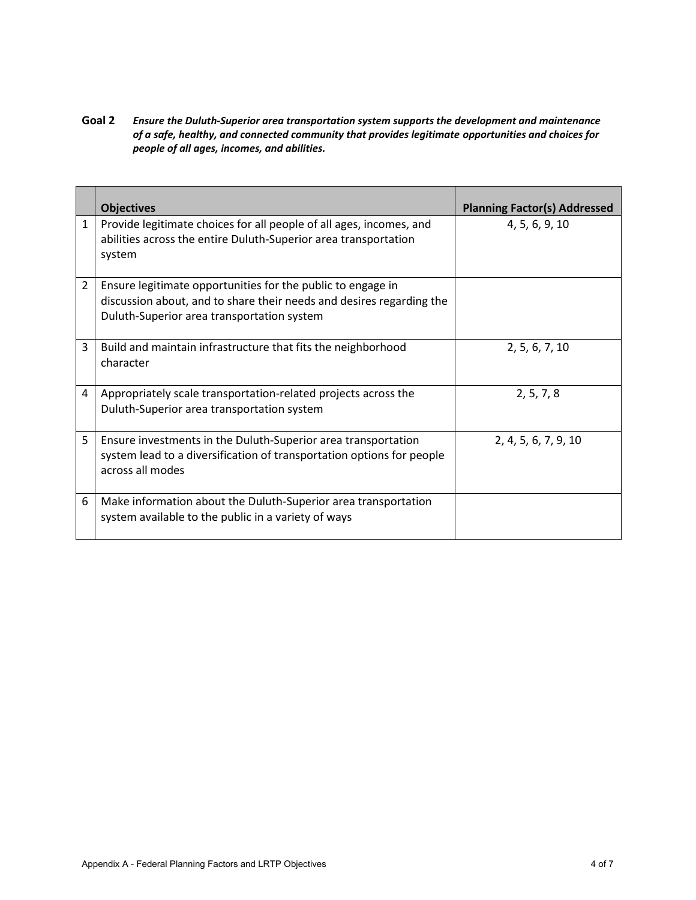**Goal 2** ***Ensure the Duluth-Superior area transportation system supports the development and maintenance of a safe, healthy, and connected community that provides legitimate opportunities and choices for people of all ages, incomes, and abilities.***

| | Objectives | Planning Factor(s) Addressed |
|---|---|---|
| 1 | Provide legitimate choices for all people of all ages, incomes, and abilities across the entire Duluth-Superior area transportation system | 4, 5, 6, 9, 10 |
| 2 | Ensure legitimate opportunities for the public to engage in discussion about, and to share their needs and desires regarding the Duluth-Superior area transportation system | |
| 3 | Build and maintain infrastructure that fits the neighborhood character | 2, 5, 6, 7, 10 |
| 4 | Appropriately scale transportation-related projects across the Duluth-Superior area transportation system | 2, 5, 7, 8 |
| 5 | Ensure investments in the Duluth-Superior area transportation system lead to a diversification of transportation options for people across all modes | 2, 4, 5, 6, 7, 9, 10 |
| 6 | Make information about the Duluth-Superior area transportation system available to the public in a variety of ways | |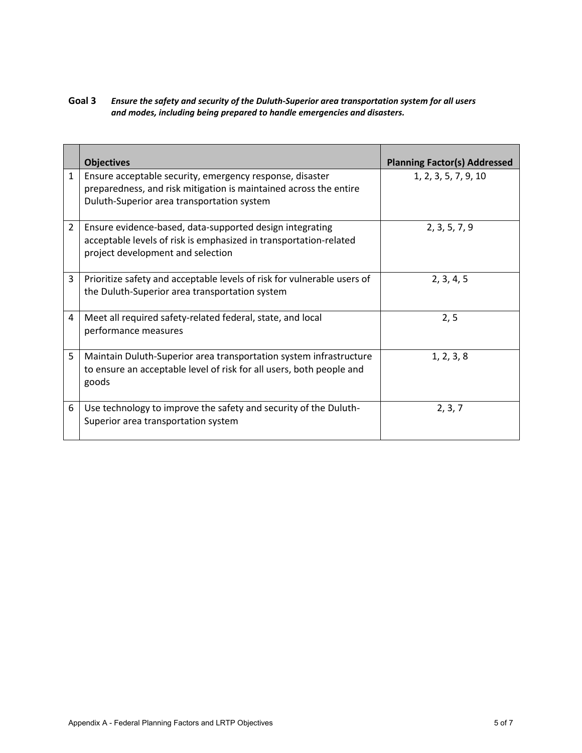**Goal 3** ***Ensure the safety and security of the Duluth-Superior area transportation system for all users and modes, including being prepared to handle emergencies and disasters.***

| | Objectives | Planning Factor(s) Addressed |
|---|---|---|
| 1 | Ensure acceptable security, emergency response, disaster preparedness, and risk mitigation is maintained across the entire Duluth-Superior area transportation system | 1, 2, 3, 5, 7, 9, 10 |
| 2 | Ensure evidence-based, data-supported design integrating acceptable levels of risk is emphasized in transportation-related project development and selection | 2, 3, 5, 7, 9 |
| 3 | Prioritize safety and acceptable levels of risk for vulnerable users of the Duluth-Superior area transportation system | 2, 3, 4, 5 |
| 4 | Meet all required safety-related federal, state, and local performance measures | 2, 5 |
| 5 | Maintain Duluth-Superior area transportation system infrastructure to ensure an acceptable level of risk for all users, both people and goods | 1, 2, 3, 8 |
| 6 | Use technology to improve the safety and security of the Duluth-Superior area transportation system | 2, 3, 7 |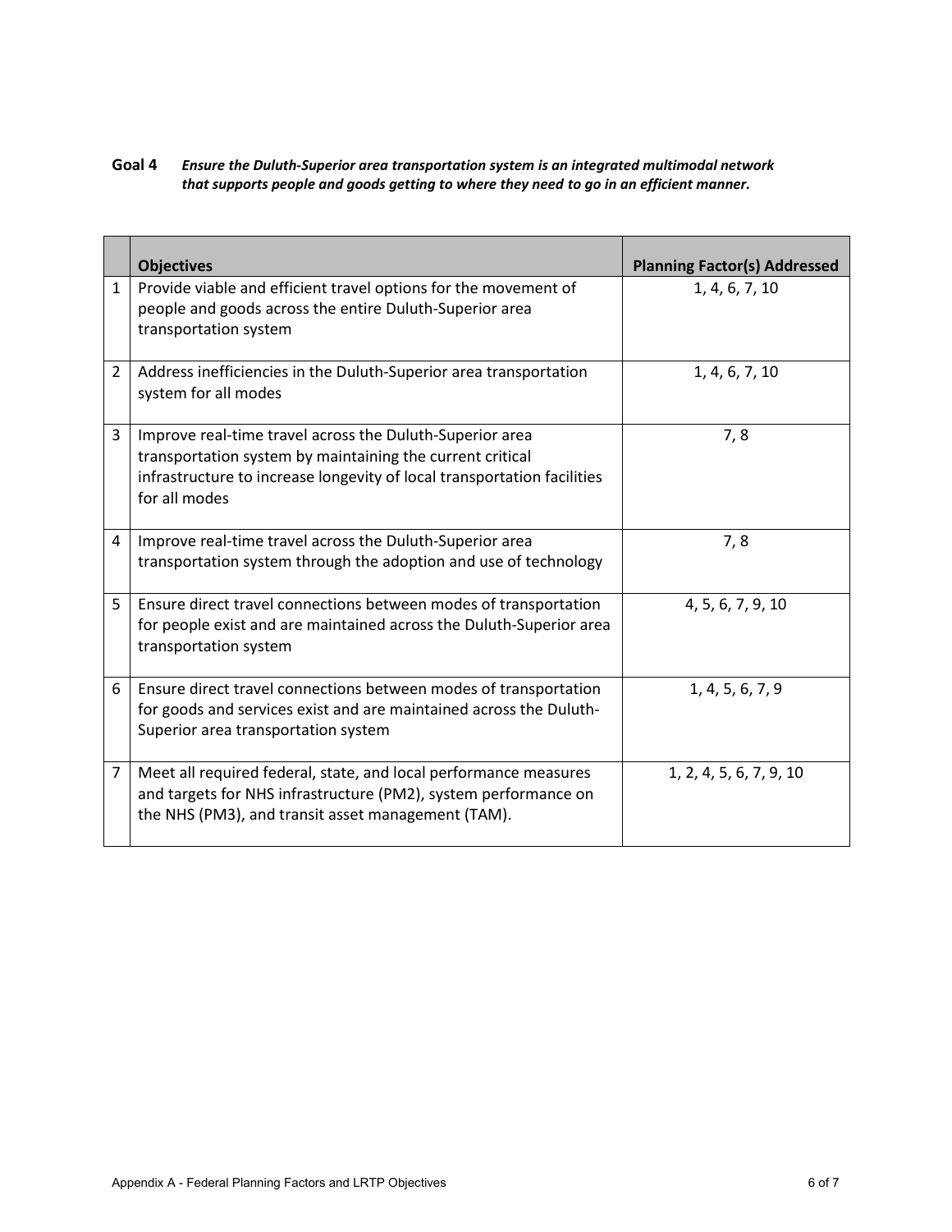**Goal 4** ***Ensure the Duluth-Superior area transportation system is an integrated multimodal network that supports people and goods getting to where they need to go in an efficient manner.***

| | Objectives | Planning Factor(s) Addressed |
|---|---|---|
| 1 | Provide viable and efficient travel options for the movement of people and goods across the entire Duluth-Superior area transportation system | 1, 4, 6, 7, 10 |
| 2 | Address inefficiencies in the Duluth-Superior area transportation system for all modes | 1, 4, 6, 7, 10 |
| 3 | Improve real-time travel across the Duluth-Superior area transportation system by maintaining the current critical infrastructure to increase longevity of local transportation facilities for all modes | 7, 8 |
| 4 | Improve real-time travel across the Duluth-Superior area transportation system through the adoption and use of technology | 7, 8 |
| 5 | Ensure direct travel connections between modes of transportation for people exist and are maintained across the Duluth-Superior area transportation system | 4, 5, 6, 7, 9, 10 |
| 6 | Ensure direct travel connections between modes of transportation for goods and services exist and are maintained across the Duluth-Superior area transportation system | 1, 4, 5, 6, 7, 9 |
| 7 | Meet all required federal, state, and local performance measures and targets for NHS infrastructure (PM2), system performance on the NHS (PM3), and transit asset management (TAM). | 1, 2, 4, 5, 6, 7, 9, 10 |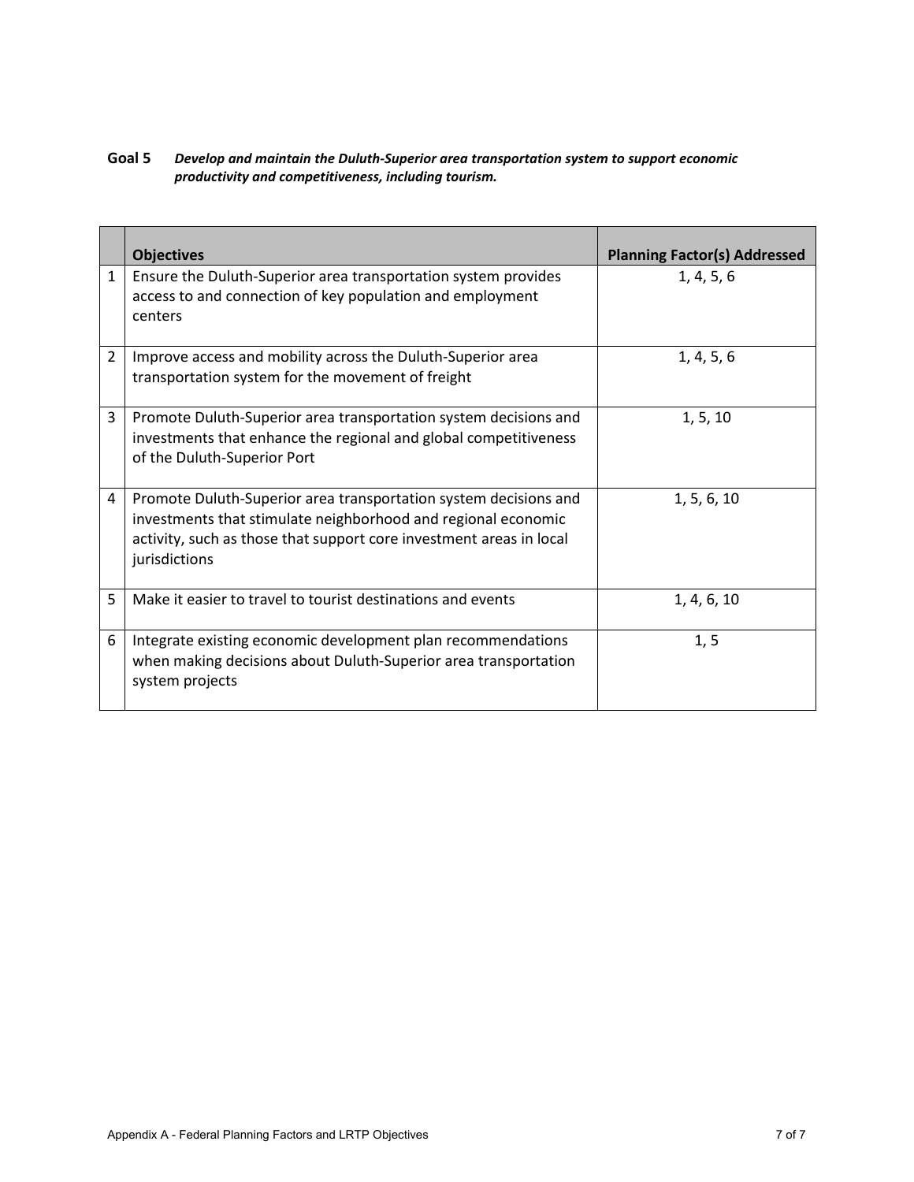**Goal 5** ***Develop and maintain the Duluth-Superior area transportation system to support economic productivity and competitiveness, including tourism.***

| | Objectives | Planning Factor(s) Addressed |
|---|---|---|
| 1 | Ensure the Duluth-Superior area transportation system provides access to and connection of key population and employment centers | 1, 4, 5, 6 |
| 2 | Improve access and mobility across the Duluth-Superior area transportation system for the movement of freight | 1, 4, 5, 6 |
| 3 | Promote Duluth-Superior area transportation system decisions and investments that enhance the regional and global competitiveness of the Duluth-Superior Port | 1, 5, 10 |
| 4 | Promote Duluth-Superior area transportation system decisions and investments that stimulate neighborhood and regional economic activity, such as those that support core investment areas in local jurisdictions | 1, 5, 6, 10 |
| 5 | Make it easier to travel to tourist destinations and events | 1, 4, 6, 10 |
| 6 | Integrate existing economic development plan recommendations when making decisions about Duluth-Superior area transportation system projects | 1, 5 |